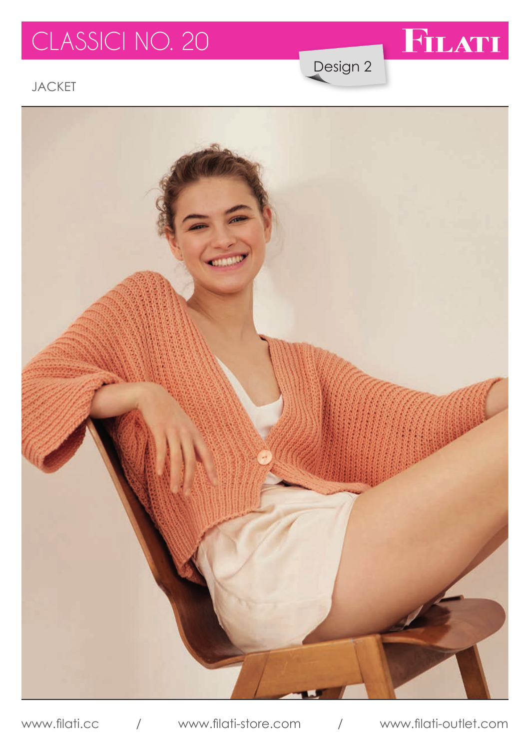# CLASSICI NO. 20

**FILATI**

Design 2

JACKET

www.filati.cc / www.filati-store.com / www.filati-outlet.com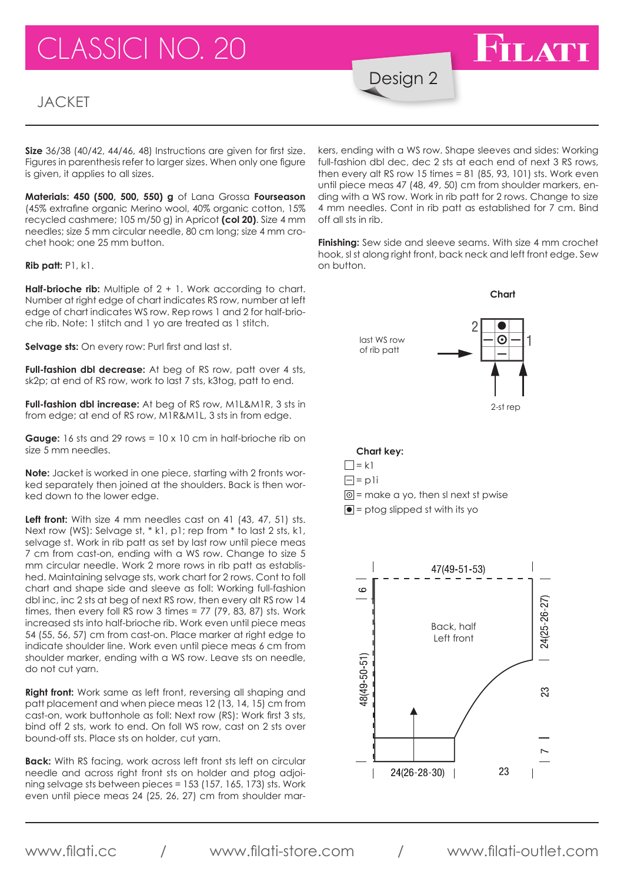# CLASSICI NO. 20

Design 2

## JACKET

**Size** 36/38 (40/42, 44/46, 48) Instructions are given for first size. Figures in parenthesis refer to larger sizes. When only one figure is given, it applies to all sizes.

**Materials: 450 (500, 500, 550) g** of Lana Grossa **Fourseason** (45% extrafine organic Merino wool, 40% organic cotton, 15% recycled cashmere; 105 m/50 g) in Apricot **(col 20)**. Size 4 mm needles; size 5 mm circular needle, 80 cm long; size 4 mm crochet hook; one 25 mm button.

**Rib patt:** P1, k1.

**Half-brioche rib:** Multiple of 2 + 1. Work according to chart. Number at right edge of chart indicates RS row, number at left edge of chart indicates WS row. Rep rows 1 and 2 for half-brioche rib. Note: 1 stitch and 1 yo are treated as 1 stitch.

**Selvage sts:** On every row: Purl first and last st.

**Full-fashion dbl decrease:** At beg of RS row, patt over 4 sts, sk2p; at end of RS row, work to last 7 sts, k3tog, patt to end.

**Full-fashion dbl increase:** At beg of RS row, M1L&M1R, 3 sts in from edge; at end of RS row, M1R&M1L, 3 sts in from edge.

**Gauge:** 16 sts and 29 rows = 10 x 10 cm in half-brioche rib on size 5 mm needles.

**Note:** Jacket is worked in one piece, starting with 2 fronts worked separately then joined at the shoulders. Back is then worked down to the lower edge.

**Left front:** With size 4 mm needles cast on 41 (43, 47, 51) sts. Next row (WS): Selvage st, * k1, p1; rep from * to last 2 sts, k1, selvage st. Work in rib patt as set by last row until piece meas 7 cm from cast-on, ending with a WS row. Change to size 5 mm circular needle. Work 2 more rows in rib patt as established. Maintaining selvage sts, work chart for 2 rows. Cont to foll chart and shape side and sleeve as foll: Working full-fashion dbl inc, inc 2 sts at beg of next RS row, then every alt RS row 14 times, then every foll RS row 3 times = 77 (79, 83, 87) sts. Work increased sts into half-brioche rib. Work even until piece meas 54 (55, 56, 57) cm from cast-on. Place marker at right edge to indicate shoulder line. Work even until piece meas 6 cm from shoulder marker, ending with a WS row. Leave sts on needle, do not cut yarn.

**Right front:** Work same as left front, reversing all shaping and patt placement and when piece meas 12 (13, 14, 15) cm from cast-on, work buttonhole as foll: Next row (RS): Work first 3 sts, bind off 2 sts, work to end. On foll WS row, cast on 2 sts over bound-off sts. Place sts on holder, cut yarn.

**Back:** With RS facing, work across left front sts left on circular needle and across right front sts on holder and ptog adjoining selvage sts between pieces = 153 (157, 165, 173) sts. Work even until piece meas 24 (25, 26, 27) cm from shoulder markers, ending with a WS row. Shape sleeves and sides: Working full-fashion dbl dec, dec 2 sts at each end of next 3 RS rows, then every alt RS row 15 times = 81 (85, 93, 101) sts. Work even until piece meas 47 (48, 49, 50) cm from shoulder markers, ending with a WS row. Work in rib patt for 2 rows. Change to size 4 mm needles. Cont in rib patt as established for 7 cm. Bind off all sts in rib.

**Finishing:** Sew side and sleeve seams. With size 4 mm crochet hook, sl st along right front, back neck and left front edge. Sew on button.

**Chart**

last WS row of rib patt — 2-st rep — rows 1 (RS) and 2 (WS)

**Chart key:**

- □ = k1
- ⊟ = p1i
- ⊙ = make a yo, then sl next st pwise
- ● = ptog slipped st with its yo

Schematic: Back, half / Left front — 47(49-51-53); 6; 48(49-50-51); 24(25-26-27); 23; 7; 24(26-28-30); 23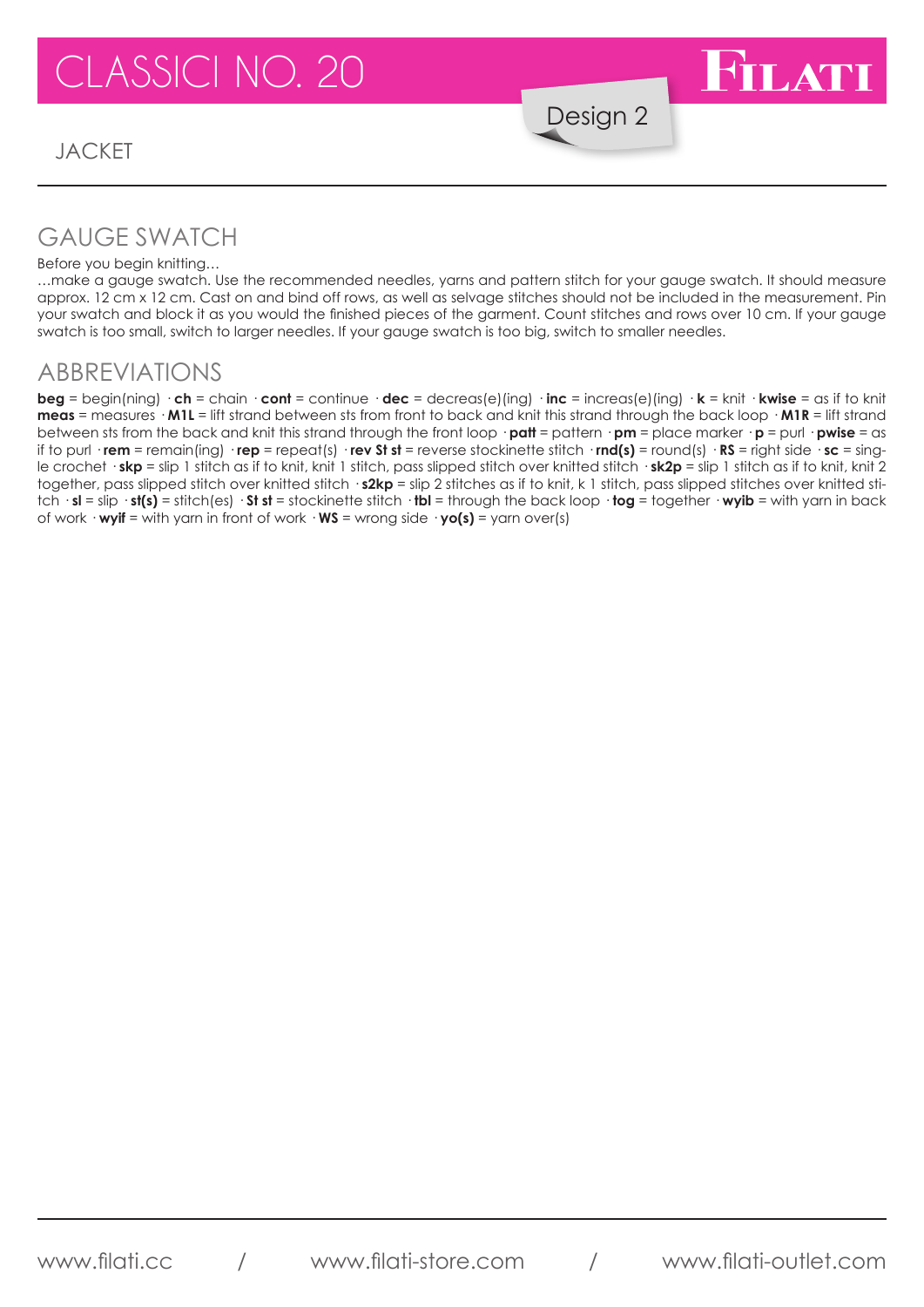# CLASSICI NO. 20

Design 2

JACKET

## GAUGE SWATCH

Before you begin knitting…

…make a gauge swatch. Use the recommended needles, yarns and pattern stitch for your gauge swatch. It should measure approx. 12 cm x 12 cm. Cast on and bind off rows, as well as selvage stitches should not be included in the measurement. Pin your swatch and block it as you would the finished pieces of the garment. Count stitches and rows over 10 cm. If your gauge swatch is too small, switch to larger needles. If your gauge swatch is too big, switch to smaller needles.

## ABBREVIATIONS

**beg** = begin(ning) · **ch** = chain · **cont** = continue · **dec** = decreas(e)(ing) · **inc** = increas(e)(ing) · **k** = knit · **kwise** = as if to knit **meas** = measures · **M1L** = lift strand between sts from front to back and knit this strand through the back loop · **M1R** = lift strand between sts from the back and knit this strand through the front loop · **patt** = pattern · **pm** = place marker · **p** = purl · **pwise** = as if to purl · **rem** = remain(ing) · **rep** = repeat(s) · **rev St st** = reverse stockinette stitch · **rnd(s)** = round(s) · **RS** = right side · **sc** = single crochet · **skp** = slip 1 stitch as if to knit, knit 1 stitch, pass slipped stitch over knitted stitch · **sk2p** = slip 1 stitch as if to knit, knit 2 together, pass slipped stitch over knitted stitch · **s2kp** = slip 2 stitches as if to knit, k 1 stitch, pass slipped stitches over knitted stitch · **sl** = slip · **st(s)** = stitch(es) · **St st** = stockinette stitch · **tbl** = through the back loop · **tog** = together · **wyib** = with yarn in back of work · **wyif** = with yarn in front of work · **WS** = wrong side · **yo(s)** = yarn over(s)

www.filati.cc / www.filati-store.com / www.filati-outlet.com